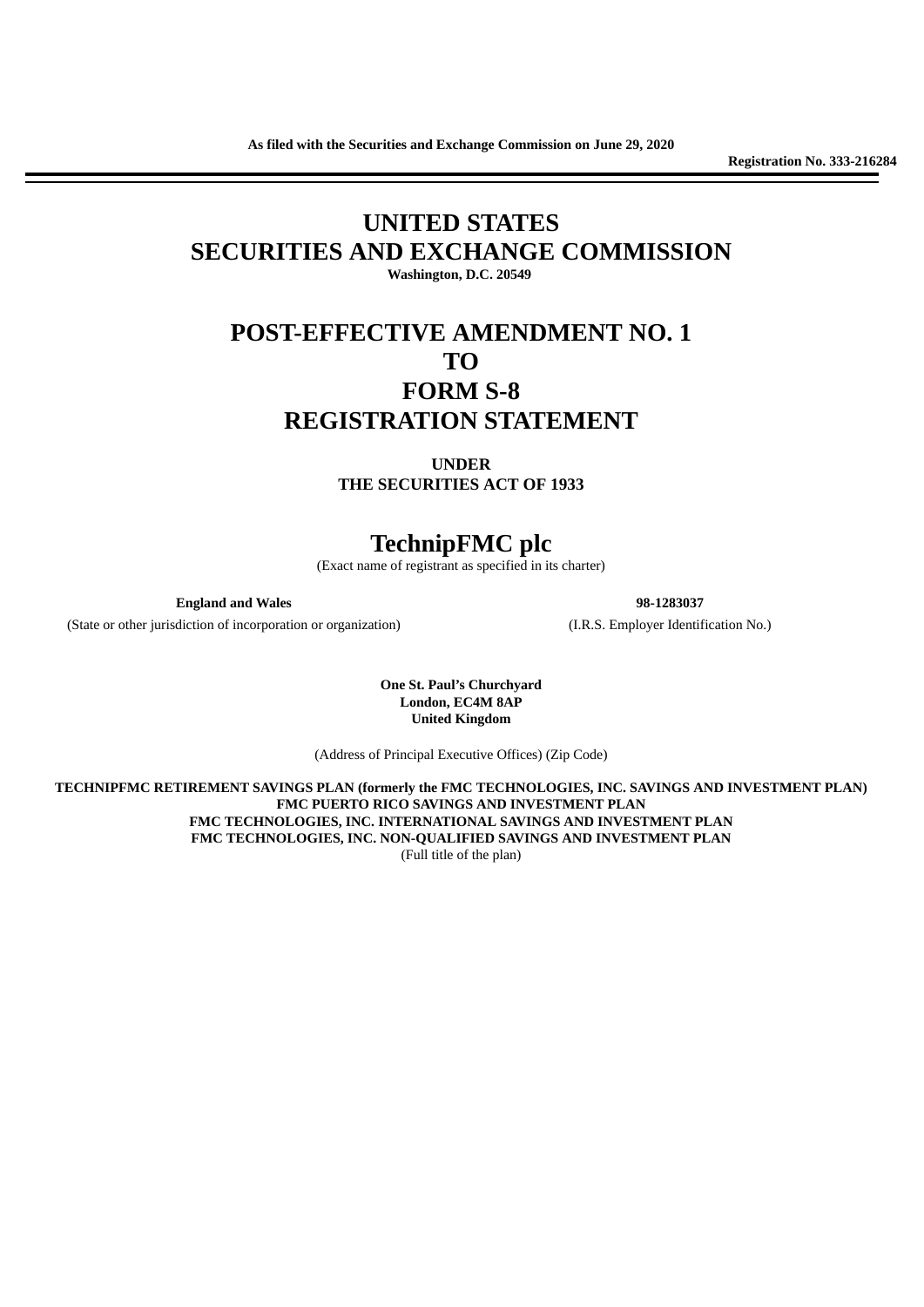**As filed with the Securities and Exchange Commission on June 29, 2020**

**Registration No. 333-216284**

---

# UNITED STATES
# SECURITIES AND EXCHANGE COMMISSION

**Washington, D.C. 20549**

# POST-EFFECTIVE AMENDMENT NO. 1
# TO
# FORM S-8
# REGISTRATION STATEMENT

**UNDER**
**THE SECURITIES ACT OF 1933**

# TechnipFMC plc

(Exact name of registrant as specified in its charter)

| **England and Wales** | **98-1283037** |
|---|---|
| (State or other jurisdiction of incorporation or organization) | (I.R.S. Employer Identification No.) |

**One St. Paul's Churchyard**
**London, EC4M 8AP**
**United Kingdom**

(Address of Principal Executive Offices) (Zip Code)

**TECHNIPFMC RETIREMENT SAVINGS PLAN (formerly the FMC TECHNOLOGIES, INC. SAVINGS AND INVESTMENT PLAN)**
**FMC PUERTO RICO SAVINGS AND INVESTMENT PLAN**
**FMC TECHNOLOGIES, INC. INTERNATIONAL SAVINGS AND INVESTMENT PLAN**
**FMC TECHNOLOGIES, INC. NON-QUALIFIED SAVINGS AND INVESTMENT PLAN**
(Full title of the plan)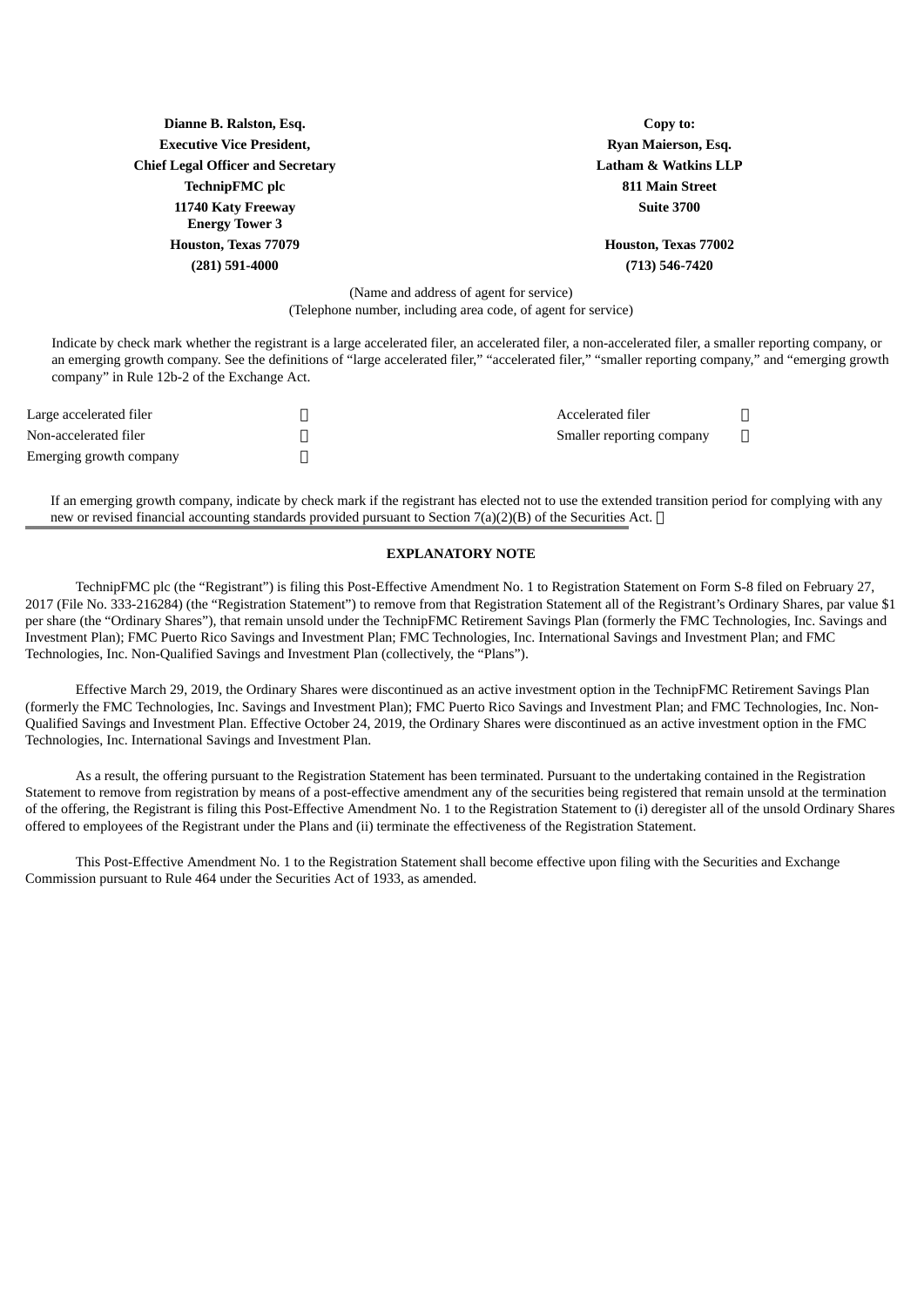| **Dianne B. Ralston, Esq.** | **Copy to:** |
|---|---|
| **Executive Vice President,** | **Ryan Maierson, Esq.** |
| **Chief Legal Officer and Secretary** | **Latham & Watkins LLP** |
| **TechnipFMC plc** | **811 Main Street** |
| **11740 Katy Freeway** **Energy Tower 3** | **Suite 3700** |
| **Houston, Texas 77079** | **Houston, Texas 77002** |
| **(281) 591-4000** | **(713) 546-7420** |

(Name and address of agent for service)
(Telephone number, including area code, of agent for service)

Indicate by check mark whether the registrant is a large accelerated filer, an accelerated filer, a non-accelerated filer, a smaller reporting company, or an emerging growth company. See the definitions of "large accelerated filer," "accelerated filer," "smaller reporting company," and "emerging growth company" in Rule 12b-2 of the Exchange Act.

| | | | |
|---|---|---|---|
| Large accelerated filer | ☐ | Accelerated filer | ☐ |
| Non-accelerated filer | ☐ | Smaller reporting company | ☐ |
| Emerging growth company | ☐ | | |

If an emerging growth company, indicate by check mark if the registrant has elected not to use the extended transition period for complying with any new or revised financial accounting standards provided pursuant to Section 7(a)(2)(B) of the Securities Act. ☐

**EXPLANATORY NOTE**

TechnipFMC plc (the "Registrant") is filing this Post-Effective Amendment No. 1 to Registration Statement on Form S-8 filed on February 27, 2017 (File No. 333-216284) (the "Registration Statement") to remove from that Registration Statement all of the Registrant's Ordinary Shares, par value $1 per share (the "Ordinary Shares"), that remain unsold under the TechnipFMC Retirement Savings Plan (formerly the FMC Technologies, Inc. Savings and Investment Plan); FMC Puerto Rico Savings and Investment Plan; FMC Technologies, Inc. International Savings and Investment Plan; and FMC Technologies, Inc. Non-Qualified Savings and Investment Plan (collectively, the "Plans").

Effective March 29, 2019, the Ordinary Shares were discontinued as an active investment option in the TechnipFMC Retirement Savings Plan (formerly the FMC Technologies, Inc. Savings and Investment Plan); FMC Puerto Rico Savings and Investment Plan; and FMC Technologies, Inc. Non-Qualified Savings and Investment Plan. Effective October 24, 2019, the Ordinary Shares were discontinued as an active investment option in the FMC Technologies, Inc. International Savings and Investment Plan.

As a result, the offering pursuant to the Registration Statement has been terminated. Pursuant to the undertaking contained in the Registration Statement to remove from registration by means of a post-effective amendment any of the securities being registered that remain unsold at the termination of the offering, the Registrant is filing this Post-Effective Amendment No. 1 to the Registration Statement to (i) deregister all of the unsold Ordinary Shares offered to employees of the Registrant under the Plans and (ii) terminate the effectiveness of the Registration Statement.

This Post-Effective Amendment No. 1 to the Registration Statement shall become effective upon filing with the Securities and Exchange Commission pursuant to Rule 464 under the Securities Act of 1933, as amended.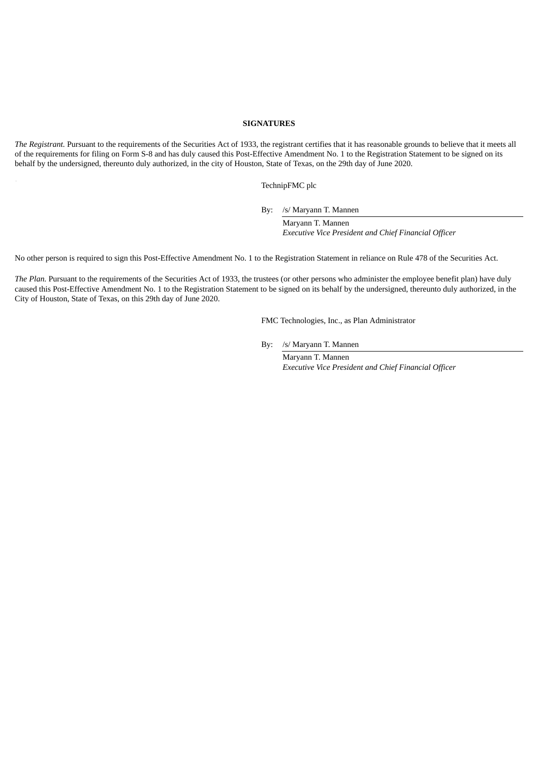**SIGNATURES**

*The Registrant.* Pursuant to the requirements of the Securities Act of 1933, the registrant certifies that it has reasonable grounds to believe that it meets all of the requirements for filing on Form S-8 and has duly caused this Post-Effective Amendment No. 1 to the Registration Statement to be signed on its behalf by the undersigned, thereunto duly authorized, in the city of Houston, State of Texas, on the 29th day of June 2020.

TechnipFMC plc

By: /s/ Maryann T. Mannen

Maryann T. Mannen
*Executive Vice President and Chief Financial Officer*

No other person is required to sign this Post-Effective Amendment No. 1 to the Registration Statement in reliance on Rule 478 of the Securities Act.

*The Plan.* Pursuant to the requirements of the Securities Act of 1933, the trustees (or other persons who administer the employee benefit plan) have duly caused this Post-Effective Amendment No. 1 to the Registration Statement to be signed on its behalf by the undersigned, thereunto duly authorized, in the City of Houston, State of Texas, on this 29th day of June 2020.

FMC Technologies, Inc., as Plan Administrator

By: /s/ Maryann T. Mannen

Maryann T. Mannen
*Executive Vice President and Chief Financial Officer*